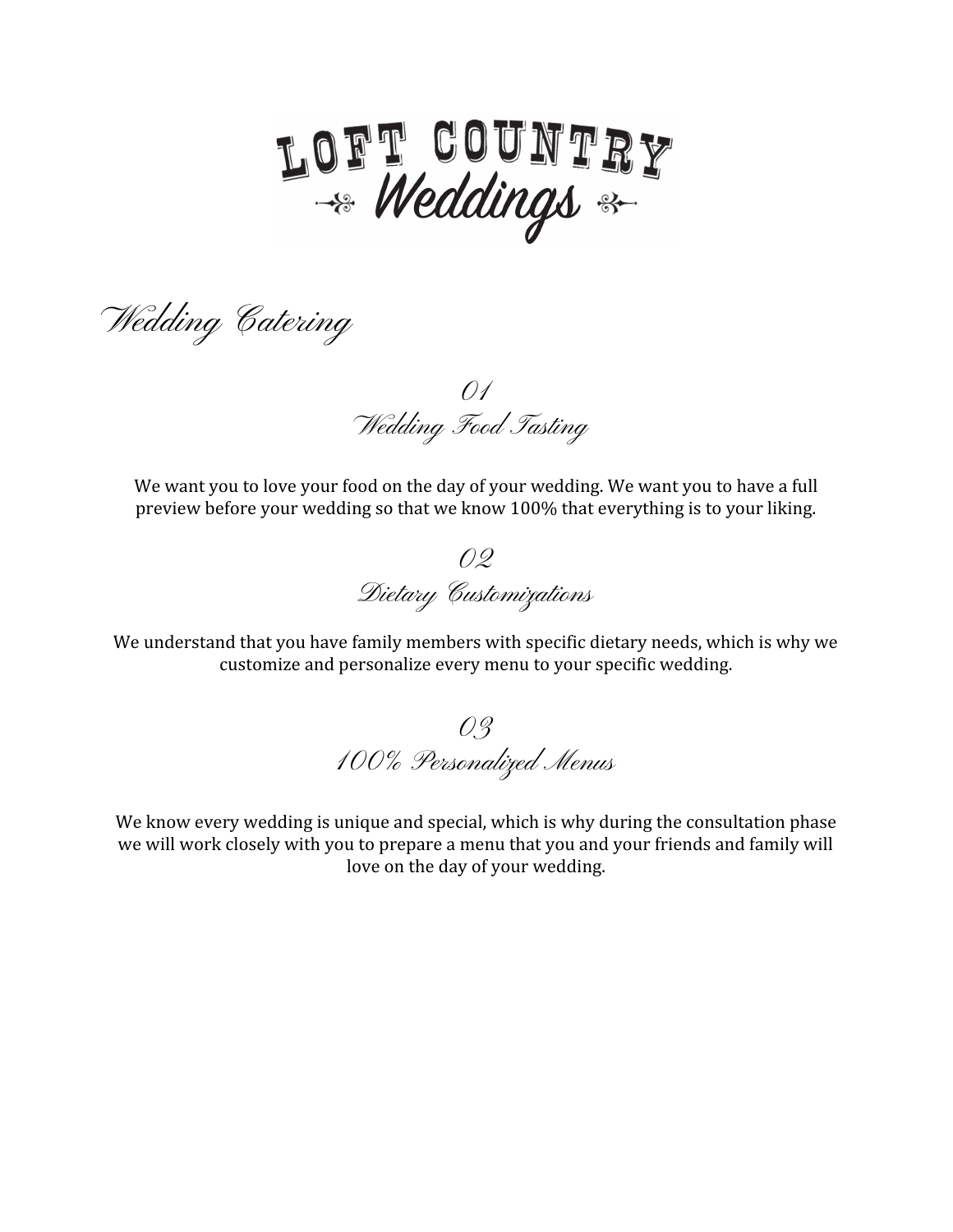# LOFT COUNTRY Weddings

## Wedding Catering

### 01
### Wedding Food Tasting

We want you to love your food on the day of your wedding. We want you to have a full preview before your wedding so that we know 100% that everything is to your liking.

### 02
### Dietary Customizations

We understand that you have family members with specific dietary needs, which is why we customize and personalize every menu to your specific wedding.

### 03
### 100% Personalized Menus

We know every wedding is unique and special, which is why during the consultation phase we will work closely with you to prepare a menu that you and your friends and family will love on the day of your wedding.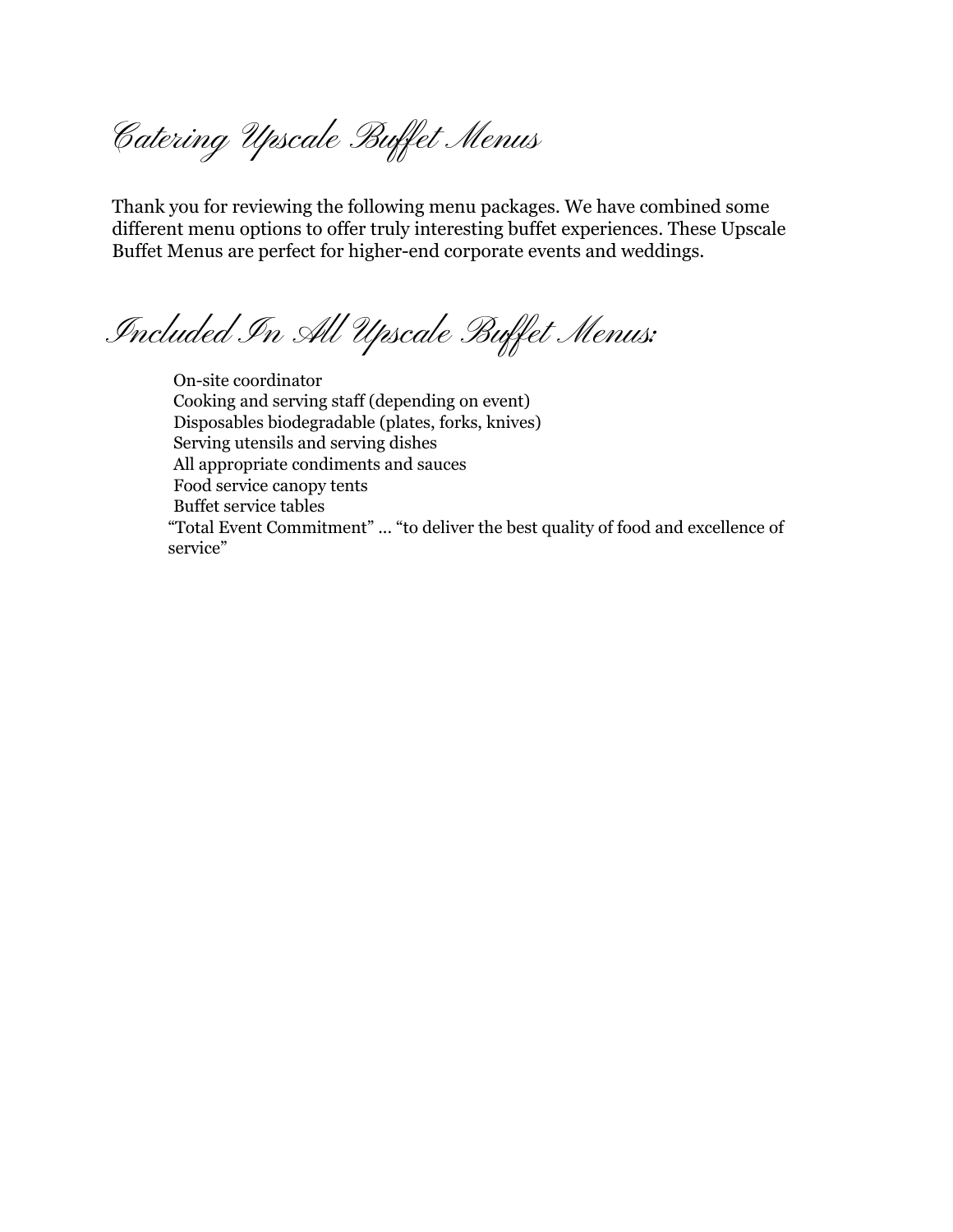# Catering Upscale Buffet Menus

Thank you for reviewing the following menu packages. We have combined some different menu options to offer truly interesting buffet experiences. These Upscale Buffet Menus are perfect for higher-end corporate events and weddings.

# Included In All Upscale Buffet Menus:

- On-site coordinator
- Cooking and serving staff (depending on event)
- Disposables biodegradable (plates, forks, knives)
- Serving utensils and serving dishes
- All appropriate condiments and sauces
- Food service canopy tents
- Buffet service tables

"Total Event Commitment" ... "to deliver the best quality of food and excellence of service"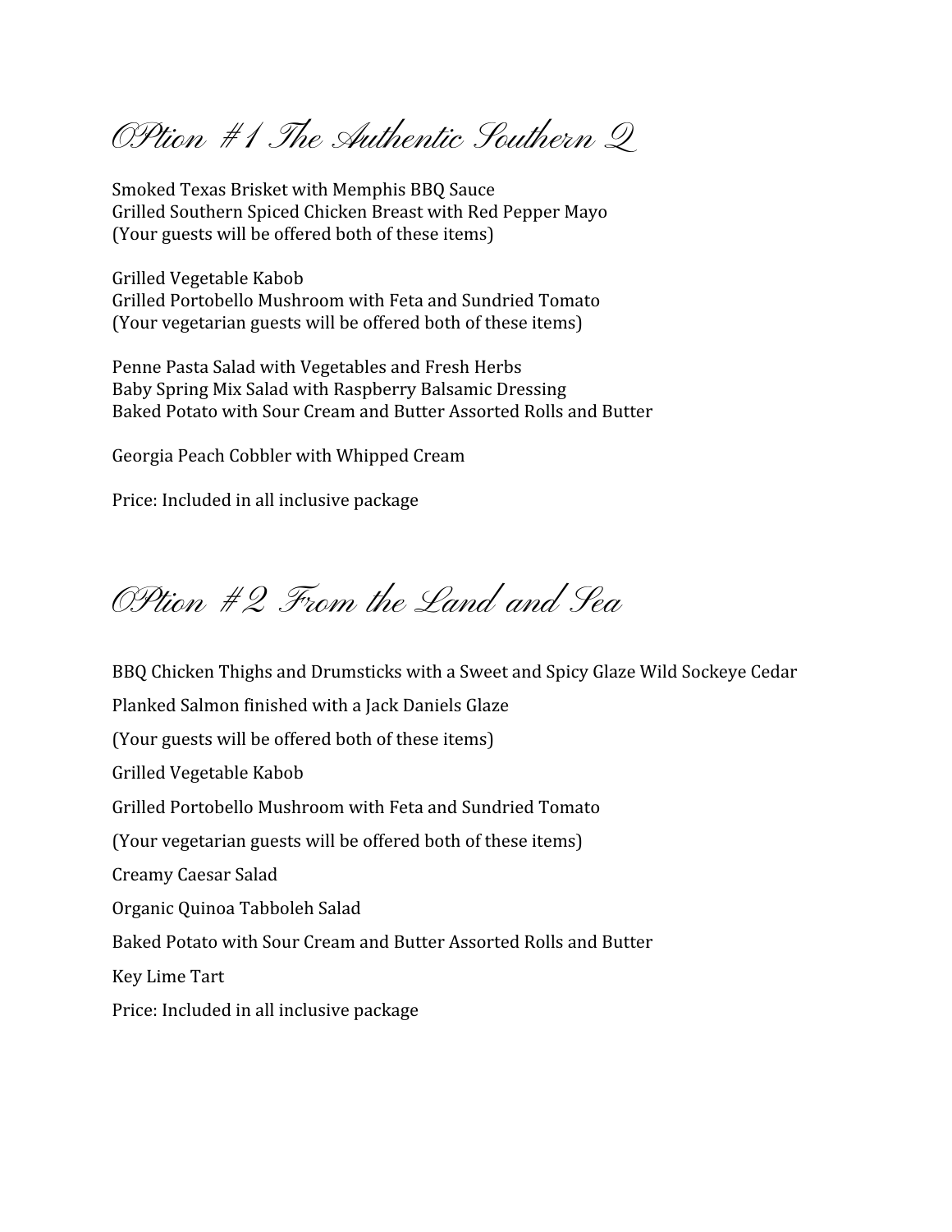# OPtion #1 The Authentic Southern Q

Smoked Texas Brisket with Memphis BBQ Sauce
Grilled Southern Spiced Chicken Breast with Red Pepper Mayo
(Your guests will be offered both of these items)

Grilled Vegetable Kabob
Grilled Portobello Mushroom with Feta and Sundried Tomato
(Your vegetarian guests will be offered both of these items)

Penne Pasta Salad with Vegetables and Fresh Herbs
Baby Spring Mix Salad with Raspberry Balsamic Dressing
Baked Potato with Sour Cream and Butter Assorted Rolls and Butter

Georgia Peach Cobbler with Whipped Cream

Price: Included in all inclusive package

# OPtion #2 From the Land and Sea

BBQ Chicken Thighs and Drumsticks with a Sweet and Spicy Glaze Wild Sockeye Cedar

Planked Salmon finished with a Jack Daniels Glaze

(Your guests will be offered both of these items)

Grilled Vegetable Kabob

Grilled Portobello Mushroom with Feta and Sundried Tomato

(Your vegetarian guests will be offered both of these items)

Creamy Caesar Salad

Organic Quinoa Tabboleh Salad

Baked Potato with Sour Cream and Butter Assorted Rolls and Butter

Key Lime Tart

Price: Included in all inclusive package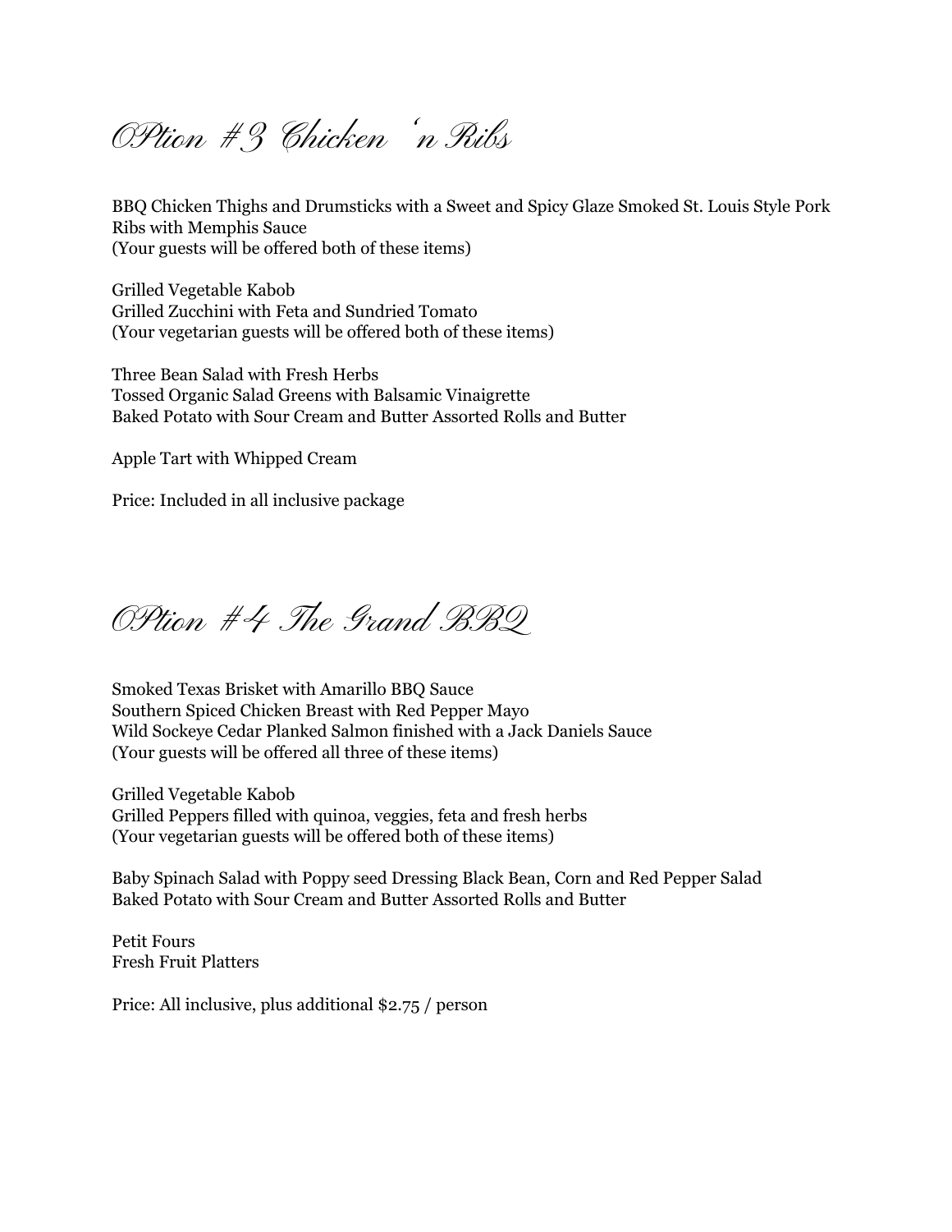# OPtion #3 Chicken 'n Ribs

BBQ Chicken Thighs and Drumsticks with a Sweet and Spicy Glaze Smoked St. Louis Style Pork Ribs with Memphis Sauce
(Your guests will be offered both of these items)

Grilled Vegetable Kabob
Grilled Zucchini with Feta and Sundried Tomato
(Your vegetarian guests will be offered both of these items)

Three Bean Salad with Fresh Herbs
Tossed Organic Salad Greens with Balsamic Vinaigrette
Baked Potato with Sour Cream and Butter Assorted Rolls and Butter

Apple Tart with Whipped Cream

Price: Included in all inclusive package

# OPtion #4 The Grand BBQ

Smoked Texas Brisket with Amarillo BBQ Sauce
Southern Spiced Chicken Breast with Red Pepper Mayo
Wild Sockeye Cedar Planked Salmon finished with a Jack Daniels Sauce
(Your guests will be offered all three of these items)

Grilled Vegetable Kabob
Grilled Peppers filled with quinoa, veggies, feta and fresh herbs
(Your vegetarian guests will be offered both of these items)

Baby Spinach Salad with Poppy seed Dressing Black Bean, Corn and Red Pepper Salad
Baked Potato with Sour Cream and Butter Assorted Rolls and Butter

Petit Fours
Fresh Fruit Platters

Price: All inclusive, plus additional $2.75 / person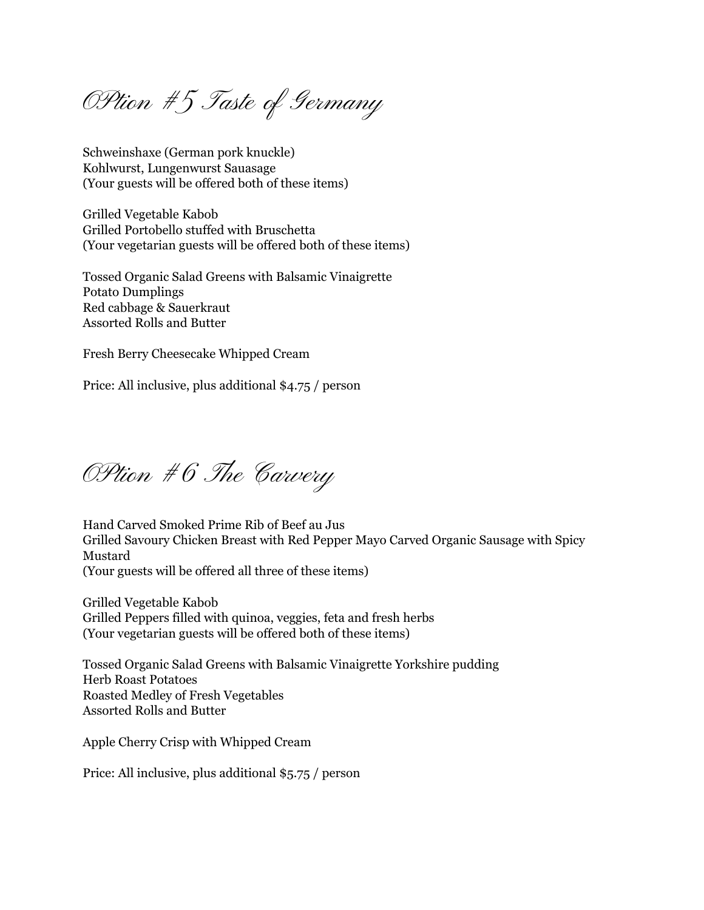# OPtion #5 Taste of Germany

Schweinshaxe (German pork knuckle)
Kohlwurst, Lungenwurst Sauasage
(Your guests will be offered both of these items)

Grilled Vegetable Kabob
Grilled Portobello stuffed with Bruschetta
(Your vegetarian guests will be offered both of these items)

Tossed Organic Salad Greens with Balsamic Vinaigrette
Potato Dumplings
Red cabbage & Sauerkraut
Assorted Rolls and Butter

Fresh Berry Cheesecake Whipped Cream

Price: All inclusive, plus additional $4.75 / person

# OPtion #6 The Carvery

Hand Carved Smoked Prime Rib of Beef au Jus
Grilled Savoury Chicken Breast with Red Pepper Mayo Carved Organic Sausage with Spicy Mustard
(Your guests will be offered all three of these items)

Grilled Vegetable Kabob
Grilled Peppers filled with quinoa, veggies, feta and fresh herbs
(Your vegetarian guests will be offered both of these items)

Tossed Organic Salad Greens with Balsamic Vinaigrette Yorkshire pudding
Herb Roast Potatoes
Roasted Medley of Fresh Vegetables
Assorted Rolls and Butter

Apple Cherry Crisp with Whipped Cream

Price: All inclusive, plus additional $5.75 / person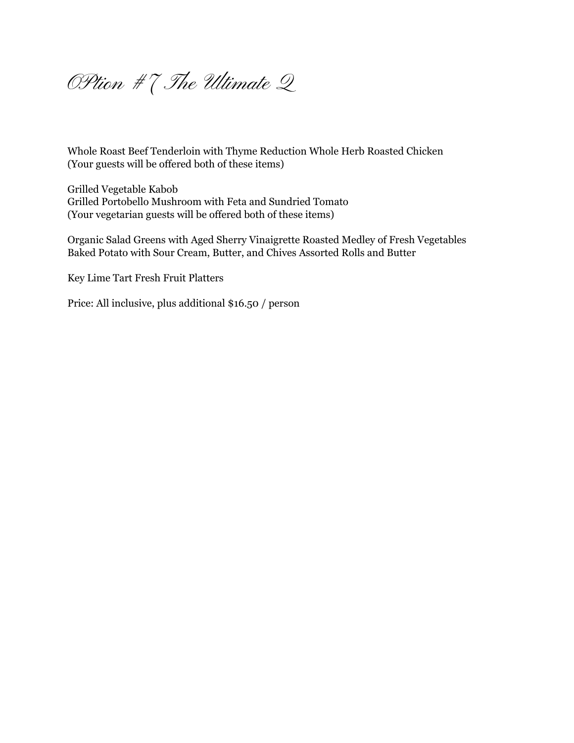# OPtion #7 The Ultimate Q

Whole Roast Beef Tenderloin with Thyme Reduction Whole Herb Roasted Chicken
(Your guests will be offered both of these items)

Grilled Vegetable Kabob
Grilled Portobello Mushroom with Feta and Sundried Tomato
(Your vegetarian guests will be offered both of these items)

Organic Salad Greens with Aged Sherry Vinaigrette Roasted Medley of Fresh Vegetables
Baked Potato with Sour Cream, Butter, and Chives Assorted Rolls and Butter

Key Lime Tart Fresh Fruit Platters

Price: All inclusive, plus additional $16.50 / person